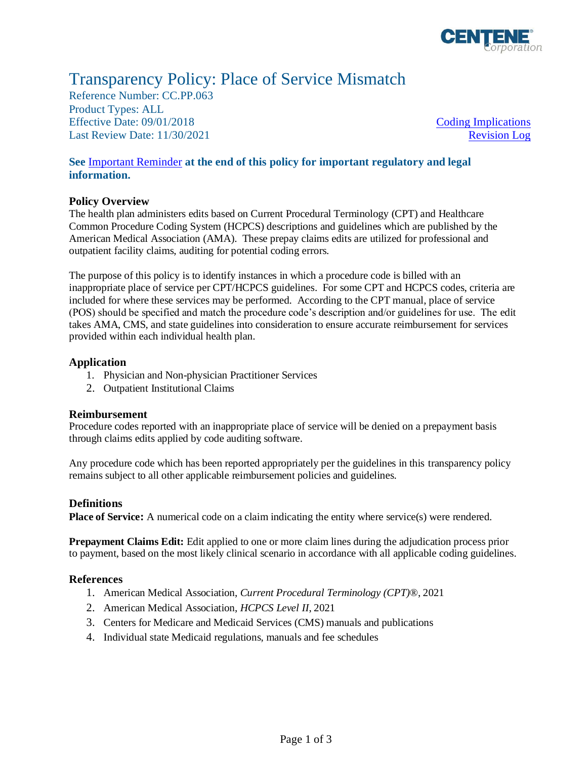# Transparency Policy: Place of Service Mismatch

Reference Number: CC.PP.063
Product Types: ALL
Effective Date: 09/01/2018
Last Review Date: 11/30/2021

Coding Implications
Revision Log

**See Important Reminder at the end of this policy for important regulatory and legal information.**

## Policy Overview

The health plan administers edits based on Current Procedural Terminology (CPT) and Healthcare Common Procedure Coding System (HCPCS) descriptions and guidelines which are published by the American Medical Association (AMA). These prepay claims edits are utilized for professional and outpatient facility claims, auditing for potential coding errors.

The purpose of this policy is to identify instances in which a procedure code is billed with an inappropriate place of service per CPT/HCPCS guidelines. For some CPT and HCPCS codes, criteria are included for where these services may be performed. According to the CPT manual, place of service (POS) should be specified and match the procedure code's description and/or guidelines for use. The edit takes AMA, CMS, and state guidelines into consideration to ensure accurate reimbursement for services provided within each individual health plan.

## Application

1. Physician and Non-physician Practitioner Services
2. Outpatient Institutional Claims

## Reimbursement

Procedure codes reported with an inappropriate place of service will be denied on a prepayment basis through claims edits applied by code auditing software.

Any procedure code which has been reported appropriately per the guidelines in this transparency policy remains subject to all other applicable reimbursement policies and guidelines.

## Definitions

**Place of Service:** A numerical code on a claim indicating the entity where service(s) were rendered.

**Prepayment Claims Edit:** Edit applied to one or more claim lines during the adjudication process prior to payment, based on the most likely clinical scenario in accordance with all applicable coding guidelines.

## References

1. American Medical Association, *Current Procedural Terminology (CPT)®*, 2021
2. American Medical Association, *HCPCS Level II*, 2021
3. Centers for Medicare and Medicaid Services (CMS) manuals and publications
4. Individual state Medicaid regulations, manuals and fee schedules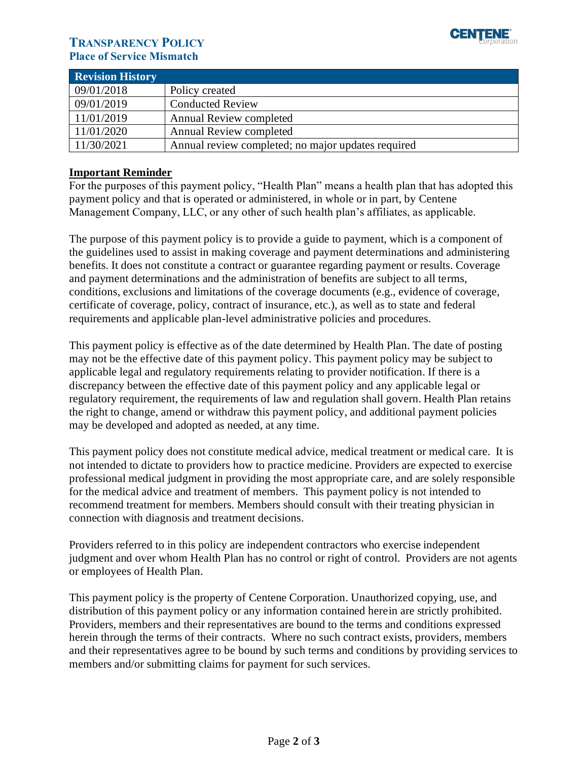| Revision History | |
|---|---|
| 09/01/2018 | Policy created |
| 09/01/2019 | Conducted Review |
| 11/01/2019 | Annual Review completed |
| 11/01/2020 | Annual Review completed |
| 11/30/2021 | Annual review completed; no major updates required |

## Important Reminder

For the purposes of this payment policy, "Health Plan" means a health plan that has adopted this payment policy and that is operated or administered, in whole or in part, by Centene Management Company, LLC, or any other of such health plan's affiliates, as applicable.

The purpose of this payment policy is to provide a guide to payment, which is a component of the guidelines used to assist in making coverage and payment determinations and administering benefits. It does not constitute a contract or guarantee regarding payment or results. Coverage and payment determinations and the administration of benefits are subject to all terms, conditions, exclusions and limitations of the coverage documents (e.g., evidence of coverage, certificate of coverage, policy, contract of insurance, etc.), as well as to state and federal requirements and applicable plan-level administrative policies and procedures.

This payment policy is effective as of the date determined by Health Plan. The date of posting may not be the effective date of this payment policy. This payment policy may be subject to applicable legal and regulatory requirements relating to provider notification. If there is a discrepancy between the effective date of this payment policy and any applicable legal or regulatory requirement, the requirements of law and regulation shall govern. Health Plan retains the right to change, amend or withdraw this payment policy, and additional payment policies may be developed and adopted as needed, at any time.

This payment policy does not constitute medical advice, medical treatment or medical care. It is not intended to dictate to providers how to practice medicine. Providers are expected to exercise professional medical judgment in providing the most appropriate care, and are solely responsible for the medical advice and treatment of members. This payment policy is not intended to recommend treatment for members. Members should consult with their treating physician in connection with diagnosis and treatment decisions.

Providers referred to in this policy are independent contractors who exercise independent judgment and over whom Health Plan has no control or right of control. Providers are not agents or employees of Health Plan.

This payment policy is the property of Centene Corporation. Unauthorized copying, use, and distribution of this payment policy or any information contained herein are strictly prohibited. Providers, members and their representatives are bound to the terms and conditions expressed herein through the terms of their contracts. Where no such contract exists, providers, members and their representatives agree to be bound by such terms and conditions by providing services to members and/or submitting claims for payment for such services.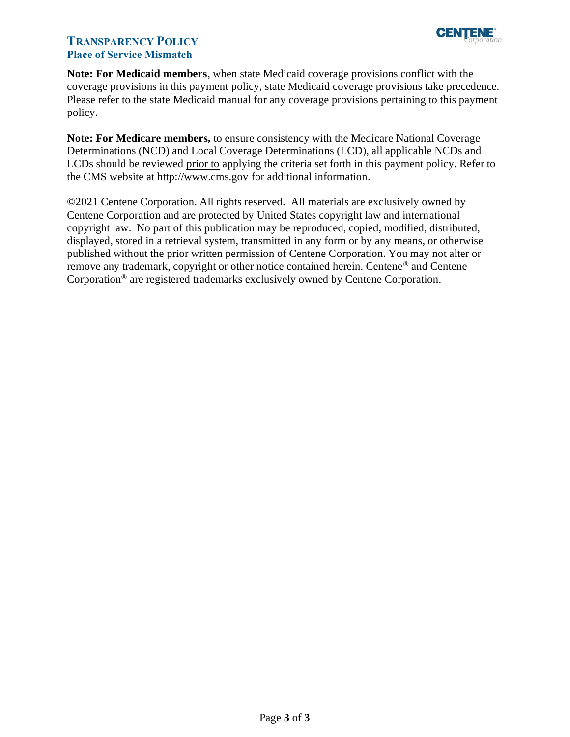**Note: For Medicaid members**, when state Medicaid coverage provisions conflict with the coverage provisions in this payment policy, state Medicaid coverage provisions take precedence. Please refer to the state Medicaid manual for any coverage provisions pertaining to this payment policy.

**Note: For Medicare members,** to ensure consistency with the Medicare National Coverage Determinations (NCD) and Local Coverage Determinations (LCD), all applicable NCDs and LCDs should be reviewed prior to applying the criteria set forth in this payment policy. Refer to the CMS website at http://www.cms.gov for additional information.

©2021 Centene Corporation. All rights reserved. All materials are exclusively owned by Centene Corporation and are protected by United States copyright law and international copyright law. No part of this publication may be reproduced, copied, modified, distributed, displayed, stored in a retrieval system, transmitted in any form or by any means, or otherwise published without the prior written permission of Centene Corporation. You may not alter or remove any trademark, copyright or other notice contained herein. Centene® and Centene Corporation® are registered trademarks exclusively owned by Centene Corporation.